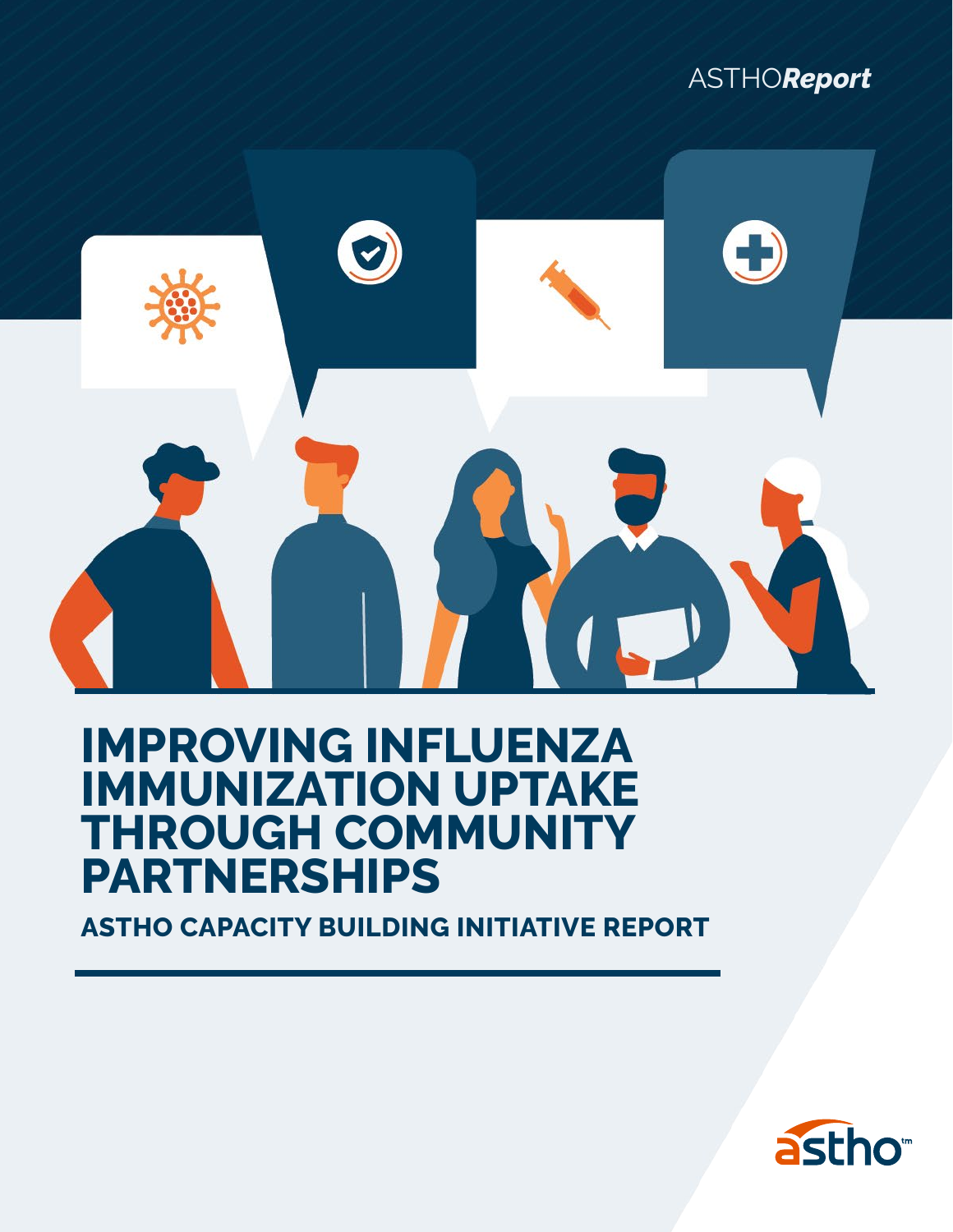ASTHO*Report*

# IMPROVING INFLUENZA IMMUNIZATION UPTAKE THROUGH COMMUNITY PARTNERSHIPS

## ASTHO CAPACITY BUILDING INITIATIVE REPORT

astho™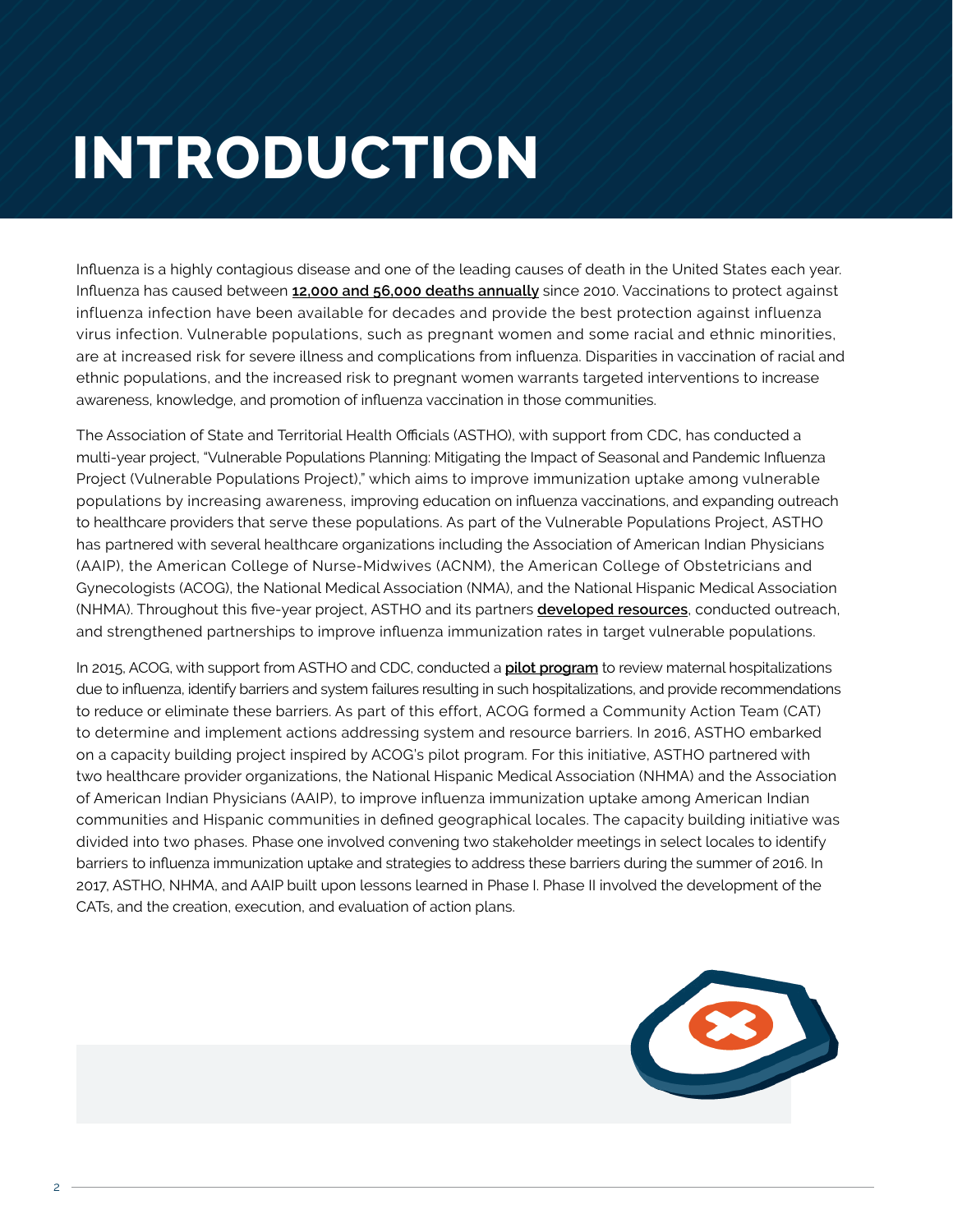# INTRODUCTION

Influenza is a highly contagious disease and one of the leading causes of death in the United States each year. Influenza has caused between **12,000 and 56,000 deaths annually** since 2010. Vaccinations to protect against influenza infection have been available for decades and provide the best protection against influenza virus infection. Vulnerable populations, such as pregnant women and some racial and ethnic minorities, are at increased risk for severe illness and complications from influenza. Disparities in vaccination of racial and ethnic populations, and the increased risk to pregnant women warrants targeted interventions to increase awareness, knowledge, and promotion of influenza vaccination in those communities.

The Association of State and Territorial Health Officials (ASTHO), with support from CDC, has conducted a multi-year project, "Vulnerable Populations Planning: Mitigating the Impact of Seasonal and Pandemic Influenza Project (Vulnerable Populations Project)," which aims to improve immunization uptake among vulnerable populations by increasing awareness, improving education on influenza vaccinations, and expanding outreach to healthcare providers that serve these populations. As part of the Vulnerable Populations Project, ASTHO has partnered with several healthcare organizations including the Association of American Indian Physicians (AAIP), the American College of Nurse-Midwives (ACNM), the American College of Obstetricians and Gynecologists (ACOG), the National Medical Association (NMA), and the National Hispanic Medical Association (NHMA). Throughout this five-year project, ASTHO and its partners **developed resources**, conducted outreach, and strengthened partnerships to improve influenza immunization rates in target vulnerable populations.

In 2015, ACOG, with support from ASTHO and CDC, conducted a **pilot program** to review maternal hospitalizations due to influenza, identify barriers and system failures resulting in such hospitalizations, and provide recommendations to reduce or eliminate these barriers. As part of this effort, ACOG formed a Community Action Team (CAT) to determine and implement actions addressing system and resource barriers. In 2016, ASTHO embarked on a capacity building project inspired by ACOG's pilot program. For this initiative, ASTHO partnered with two healthcare provider organizations, the National Hispanic Medical Association (NHMA) and the Association of American Indian Physicians (AAIP), to improve influenza immunization uptake among American Indian communities and Hispanic communities in defined geographical locales. The capacity building initiative was divided into two phases. Phase one involved convening two stakeholder meetings in select locales to identify barriers to influenza immunization uptake and strategies to address these barriers during the summer of 2016. In 2017, ASTHO, NHMA, and AAIP built upon lessons learned in Phase I. Phase II involved the development of the CATs, and the creation, execution, and evaluation of action plans.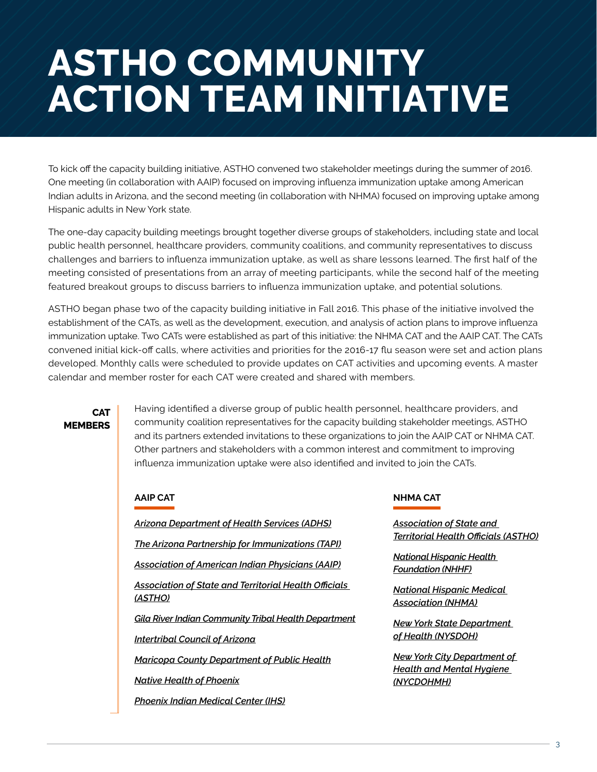# ASTHO COMMUNITY ACTION TEAM INITIATIVE

To kick off the capacity building initiative, ASTHO convened two stakeholder meetings during the summer of 2016. One meeting (in collaboration with AAIP) focused on improving influenza immunization uptake among American Indian adults in Arizona, and the second meeting (in collaboration with NHMA) focused on improving uptake among Hispanic adults in New York state.

The one-day capacity building meetings brought together diverse groups of stakeholders, including state and local public health personnel, healthcare providers, community coalitions, and community representatives to discuss challenges and barriers to influenza immunization uptake, as well as share lessons learned. The first half of the meeting consisted of presentations from an array of meeting participants, while the second half of the meeting featured breakout groups to discuss barriers to influenza immunization uptake, and potential solutions.

ASTHO began phase two of the capacity building initiative in Fall 2016. This phase of the initiative involved the establishment of the CATs, as well as the development, execution, and analysis of action plans to improve influenza immunization uptake. Two CATs were established as part of this initiative: the NHMA CAT and the AAIP CAT. The CATs convened initial kick-off calls, where activities and priorities for the 2016-17 flu season were set and action plans developed. Monthly calls were scheduled to provide updates on CAT activities and upcoming events. A master calendar and member roster for each CAT were created and shared with members.

## CAT MEMBERS

Having identified a diverse group of public health personnel, healthcare providers, and community coalition representatives for the capacity building stakeholder meetings, ASTHO and its partners extended invitations to these organizations to join the AAIP CAT or NHMA CAT. Other partners and stakeholders with a common interest and commitment to improving influenza immunization uptake were also identified and invited to join the CATs.

### AAIP CAT

*Arizona Department of Health Services (ADHS)*

*The Arizona Partnership for Immunizations (TAPI)*

*Association of American Indian Physicians (AAIP)*

*Association of State and Territorial Health Officials (ASTHO)*

*Gila River Indian Community Tribal Health Department*

*Intertribal Council of Arizona*

*Maricopa County Department of Public Health*

*Native Health of Phoenix*

*Phoenix Indian Medical Center (IHS)*

### NHMA CAT

*Association of State and Territorial Health Officials (ASTHO)*

*National Hispanic Health Foundation (NHHF)*

*National Hispanic Medical Association (NHMA)*

*New York State Department of Health (NYSDOH)*

*New York City Department of Health and Mental Hygiene (NYCDOHMH)*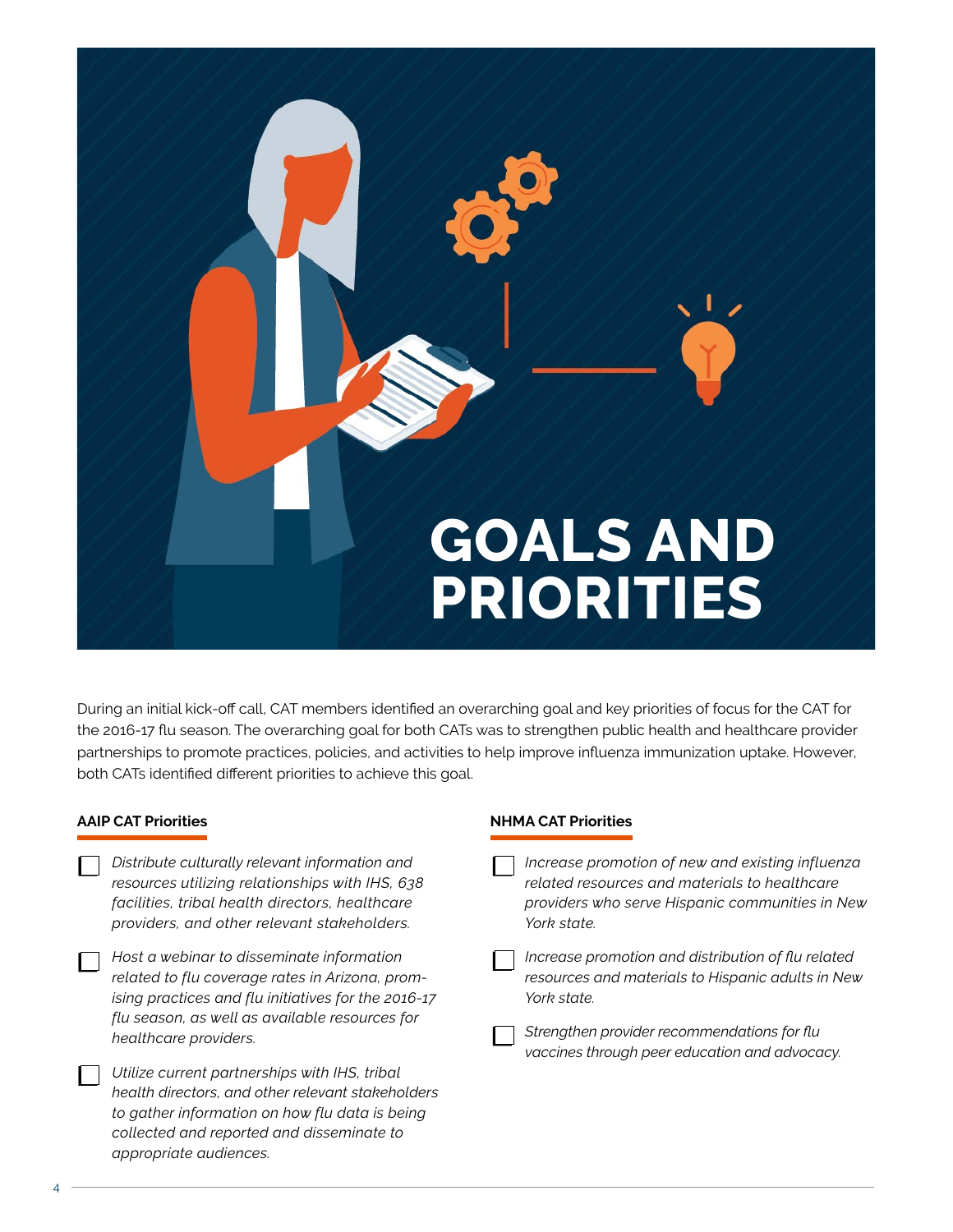# GOALS AND PRIORITIES

During an initial kick-off call, CAT members identified an overarching goal and key priorities of focus for the CAT for the 2016-17 flu season. The overarching goal for both CATs was to strengthen public health and healthcare provider partnerships to promote practices, policies, and activities to help improve influenza immunization uptake. However, both CATs identified different priorities to achieve this goal.

**AAIP CAT Priorities**

- *Distribute culturally relevant information and resources utilizing relationships with IHS, 638 facilities, tribal health directors, healthcare providers, and other relevant stakeholders.*
- *Host a webinar to disseminate information related to flu coverage rates in Arizona, promising practices and flu initiatives for the 2016-17 flu season, as well as available resources for healthcare providers.*
- *Utilize current partnerships with IHS, tribal health directors, and other relevant stakeholders to gather information on how flu data is being collected and reported and disseminate to appropriate audiences.*

**NHMA CAT Priorities**

- *Increase promotion of new and existing influenza related resources and materials to healthcare providers who serve Hispanic communities in New York state.*
- *Increase promotion and distribution of flu related resources and materials to Hispanic adults in New York state.*
- *Strengthen provider recommendations for flu vaccines through peer education and advocacy.*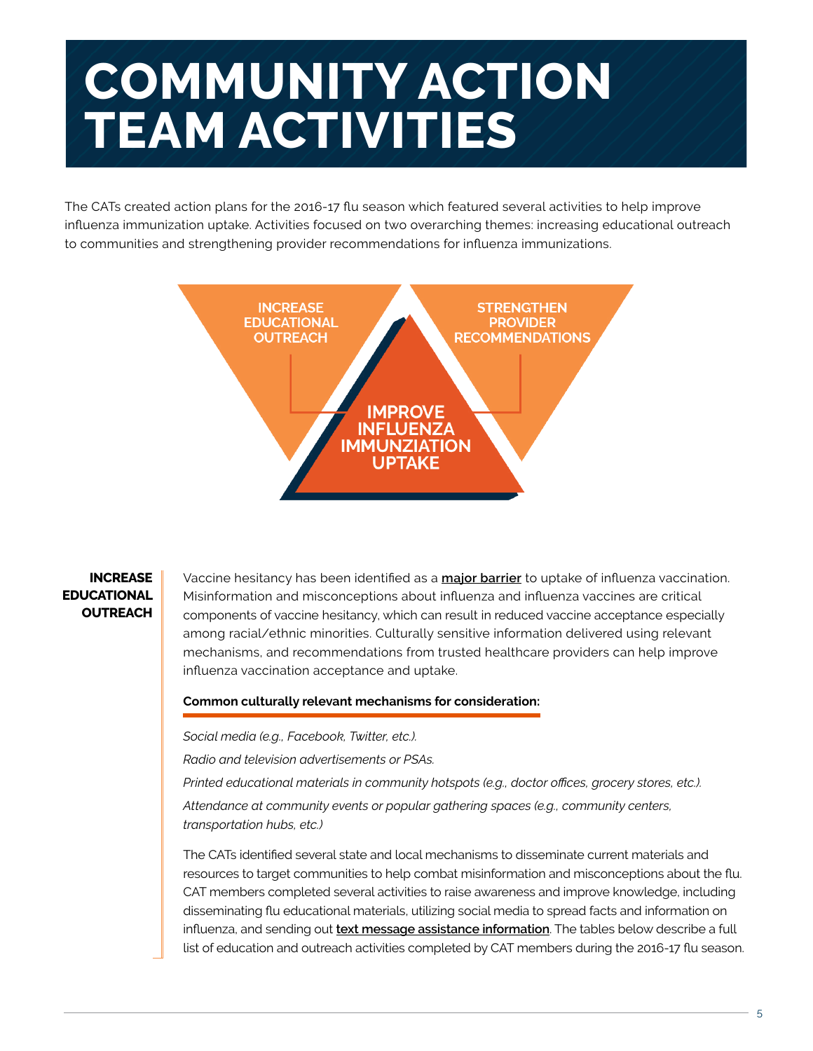# COMMUNITY ACTION TEAM ACTIVITIES

The CATs created action plans for the 2016-17 flu season which featured several activities to help improve influenza immunization uptake. Activities focused on two overarching themes: increasing educational outreach to communities and strengthening provider recommendations for influenza immunizations.

INCREASE EDUCATIONAL OUTREACH

STRENGTHEN PROVIDER RECOMMENDATIONS

IMPROVE INFLUENZA IMMUNZIATION UPTAKE

**INCREASE EDUCATIONAL OUTREACH**

Vaccine hesitancy has been identified as a **major barrier** to uptake of influenza vaccination. Misinformation and misconceptions about influenza and influenza vaccines are critical components of vaccine hesitancy, which can result in reduced vaccine acceptance especially among racial/ethnic minorities. Culturally sensitive information delivered using relevant mechanisms, and recommendations from trusted healthcare providers can help improve influenza vaccination acceptance and uptake.

**Common culturally relevant mechanisms for consideration:**

*Social media (e.g., Facebook, Twitter, etc.).*

*Radio and television advertisements or PSAs.*

*Printed educational materials in community hotspots (e.g., doctor offices, grocery stores, etc.).*

*Attendance at community events or popular gathering spaces (e.g., community centers, transportation hubs, etc.)*

The CATs identified several state and local mechanisms to disseminate current materials and resources to target communities to help combat misinformation and misconceptions about the flu. CAT members completed several activities to raise awareness and improve knowledge, including disseminating flu educational materials, utilizing social media to spread facts and information on influenza, and sending out **text message assistance information**. The tables below describe a full list of education and outreach activities completed by CAT members during the 2016-17 flu season.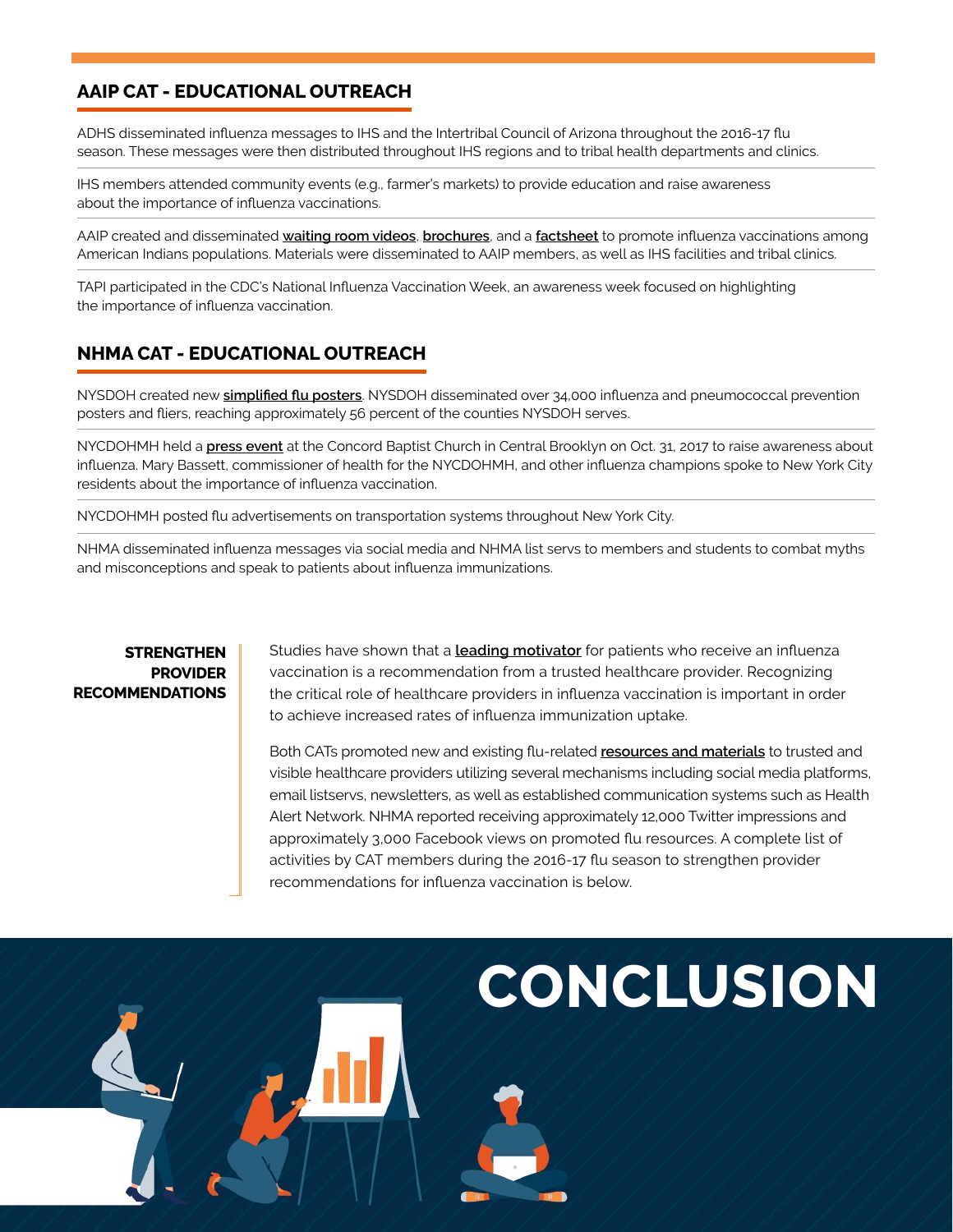## AAIP CAT - EDUCATIONAL OUTREACH

ADHS disseminated influenza messages to IHS and the Intertribal Council of Arizona throughout the 2016-17 flu season. These messages were then distributed throughout IHS regions and to tribal health departments and clinics.

IHS members attended community events (e.g., farmer's markets) to provide education and raise awareness about the importance of influenza vaccinations.

AAIP created and disseminated **waiting room videos**, **brochures**, and a **factsheet** to promote influenza vaccinations among American Indians populations. Materials were disseminated to AAIP members, as well as IHS facilities and tribal clinics.

TAPI participated in the CDC's National Influenza Vaccination Week, an awareness week focused on highlighting the importance of influenza vaccination.

## NHMA CAT - EDUCATIONAL OUTREACH

NYSDOH created new **simplified flu posters**. NYSDOH disseminated over 34,000 influenza and pneumococcal prevention posters and fliers, reaching approximately 56 percent of the counties NYSDOH serves.

NYCDOHMH held a **press event** at the Concord Baptist Church in Central Brooklyn on Oct. 31, 2017 to raise awareness about influenza. Mary Bassett, commissioner of health for the NYCDOHMH, and other influenza champions spoke to New York City residents about the importance of influenza vaccination.

NYCDOHMH posted flu advertisements on transportation systems throughout New York City.

NHMA disseminated influenza messages via social media and NHMA list servs to members and students to combat myths and misconceptions and speak to patients about influenza immunizations.

### STRENGTHEN PROVIDER RECOMMENDATIONS

Studies have shown that a **leading motivator** for patients who receive an influenza vaccination is a recommendation from a trusted healthcare provider. Recognizing the critical role of healthcare providers in influenza vaccination is important in order to achieve increased rates of influenza immunization uptake.

Both CATs promoted new and existing flu-related **resources and materials** to trusted and visible healthcare providers utilizing several mechanisms including social media platforms, email listservs, newsletters, as well as established communication systems such as Health Alert Network. NHMA reported receiving approximately 12,000 Twitter impressions and approximately 3,000 Facebook views on promoted flu resources. A complete list of activities by CAT members during the 2016-17 flu season to strengthen provider recommendations for influenza vaccination is below.

# CONCLUSION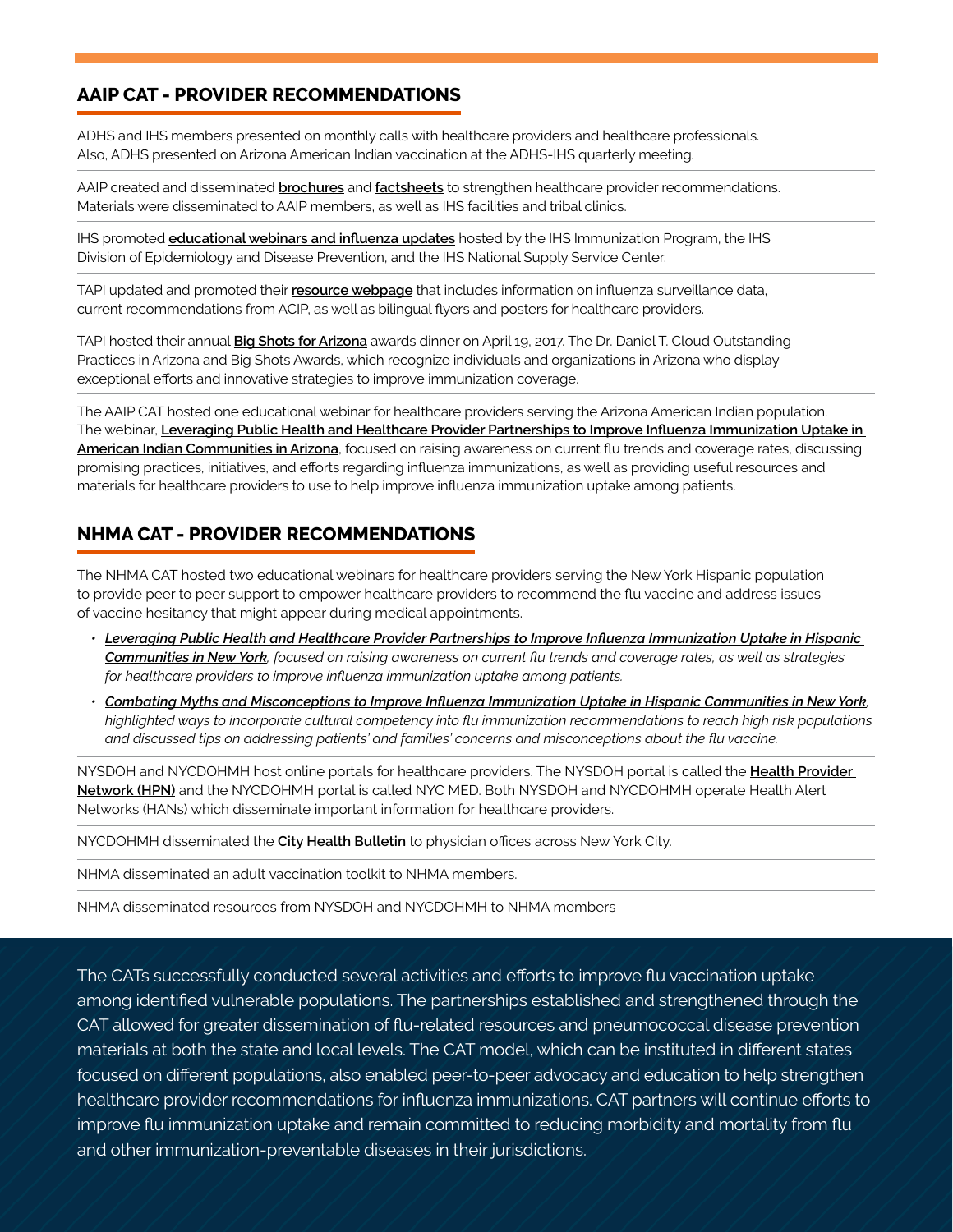## AAIP CAT - PROVIDER RECOMMENDATIONS

ADHS and IHS members presented on monthly calls with healthcare providers and healthcare professionals. Also, ADHS presented on Arizona American Indian vaccination at the ADHS-IHS quarterly meeting.

AAIP created and disseminated **brochures** and **factsheets** to strengthen healthcare provider recommendations. Materials were disseminated to AAIP members, as well as IHS facilities and tribal clinics.

IHS promoted **educational webinars and influenza updates** hosted by the IHS Immunization Program, the IHS Division of Epidemiology and Disease Prevention, and the IHS National Supply Service Center.

TAPI updated and promoted their **resource webpage** that includes information on influenza surveillance data, current recommendations from ACIP, as well as bilingual flyers and posters for healthcare providers.

TAPI hosted their annual **Big Shots for Arizona** awards dinner on April 19, 2017. The Dr. Daniel T. Cloud Outstanding Practices in Arizona and Big Shots Awards, which recognize individuals and organizations in Arizona who display exceptional efforts and innovative strategies to improve immunization coverage.

The AAIP CAT hosted one educational webinar for healthcare providers serving the Arizona American Indian population. The webinar, **Leveraging Public Health and Healthcare Provider Partnerships to Improve Influenza Immunization Uptake in American Indian Communities in Arizona**, focused on raising awareness on current flu trends and coverage rates, discussing promising practices, initiatives, and efforts regarding influenza immunizations, as well as providing useful resources and materials for healthcare providers to use to help improve influenza immunization uptake among patients.

## NHMA CAT - PROVIDER RECOMMENDATIONS

The NHMA CAT hosted two educational webinars for healthcare providers serving the New York Hispanic population to provide peer to peer support to empower healthcare providers to recommend the flu vaccine and address issues of vaccine hesitancy that might appear during medical appointments.

- ***Leveraging Public Health and Healthcare Provider Partnerships to Improve Influenza Immunization Uptake in Hispanic Communities in New York**, focused on raising awareness on current flu trends and coverage rates, as well as strategies for healthcare providers to improve influenza immunization uptake among patients.*
- ***Combating Myths and Misconceptions to Improve Influenza Immunization Uptake in Hispanic Communities in New York**, highlighted ways to incorporate cultural competency into flu immunization recommendations to reach high risk populations and discussed tips on addressing patients' and families' concerns and misconceptions about the flu vaccine.*

NYSDOH and NYCDOHMH host online portals for healthcare providers. The NYSDOH portal is called the **Health Provider Network (HPN)** and the NYCDOHMH portal is called NYC MED. Both NYSDOH and NYCDOHMH operate Health Alert Networks (HANs) which disseminate important information for healthcare providers.

NYCDOHMH disseminated the **City Health Bulletin** to physician offices across New York City.

NHMA disseminated an adult vaccination toolkit to NHMA members.

NHMA disseminated resources from NYSDOH and NYCDOHMH to NHMA members

The CATs successfully conducted several activities and efforts to improve flu vaccination uptake among identified vulnerable populations. The partnerships established and strengthened through the CAT allowed for greater dissemination of flu-related resources and pneumococcal disease prevention materials at both the state and local levels. The CAT model, which can be instituted in different states focused on different populations, also enabled peer-to-peer advocacy and education to help strengthen healthcare provider recommendations for influenza immunizations. CAT partners will continue efforts to improve flu immunization uptake and remain committed to reducing morbidity and mortality from flu and other immunization-preventable diseases in their jurisdictions.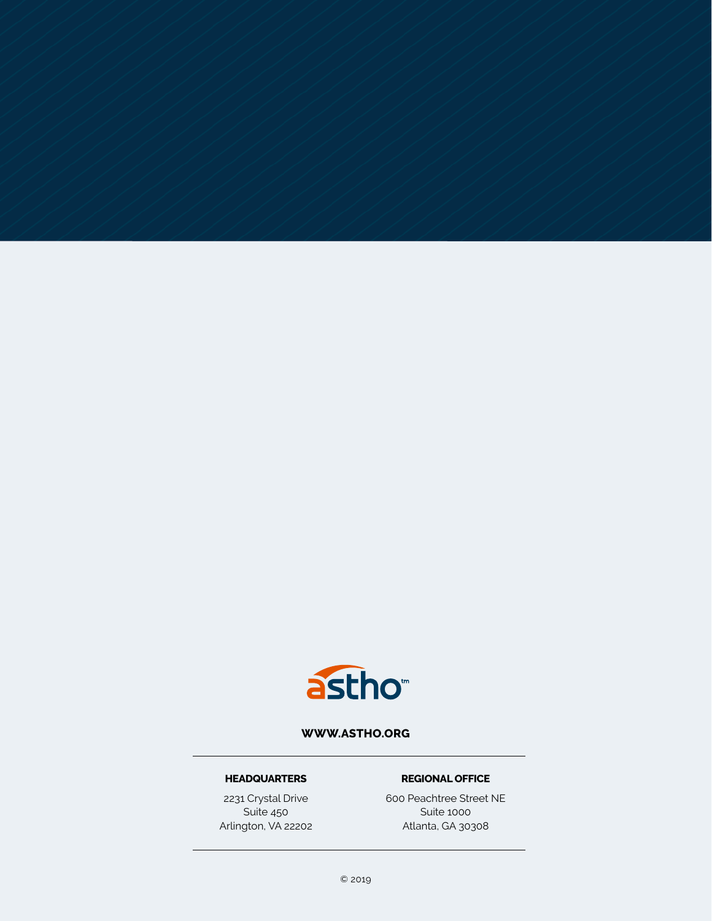astho™

**WWW.ASTHO.ORG**

**HEADQUARTERS**

2231 Crystal Drive
Suite 450
Arlington, VA 22202

**REGIONAL OFFICE**

600 Peachtree Street NE
Suite 1000
Atlanta, GA 30308

© 2019